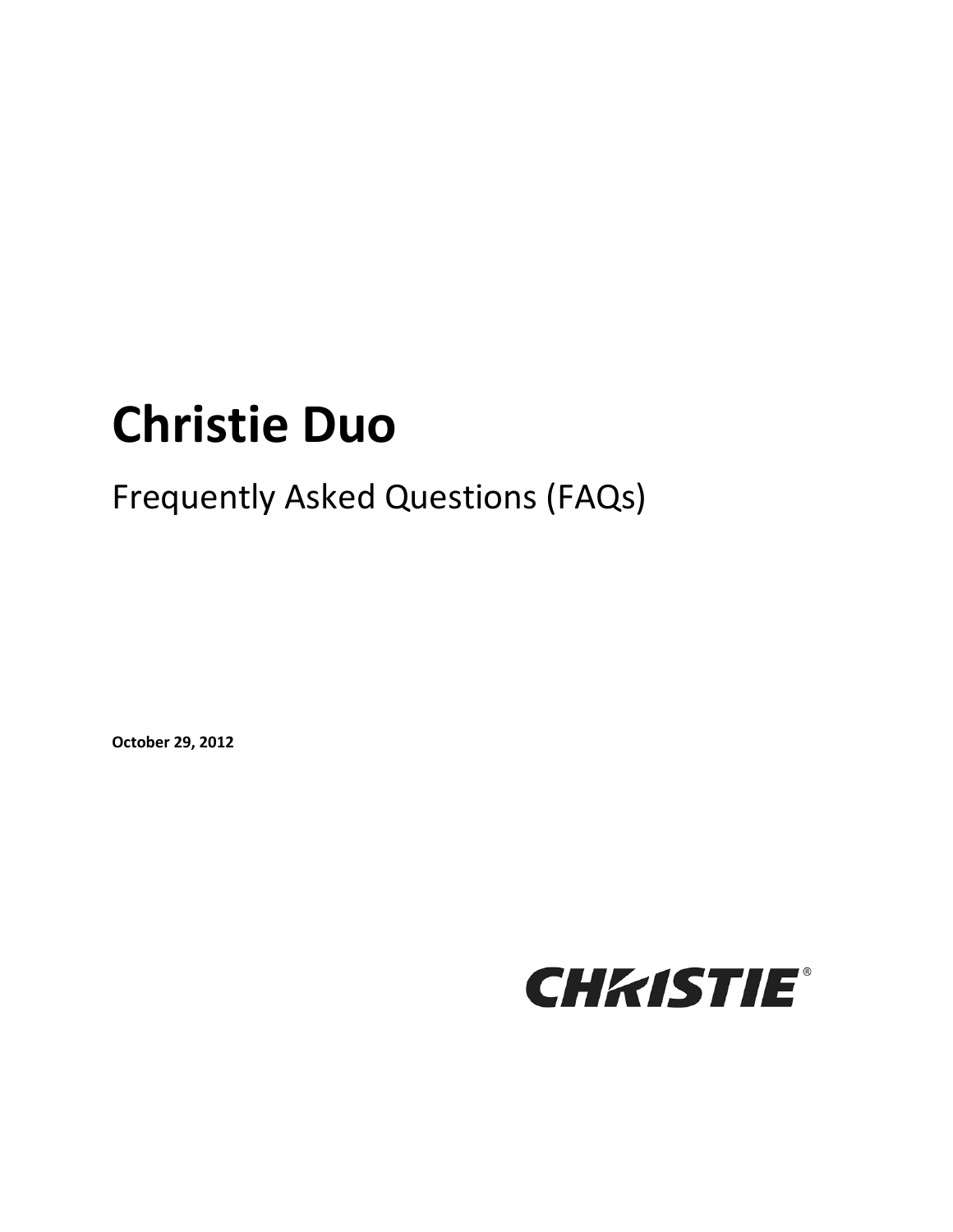# Christie Duo

Frequently Asked Questions (FAQs)

**October 29, 2012**

CHRISTIE®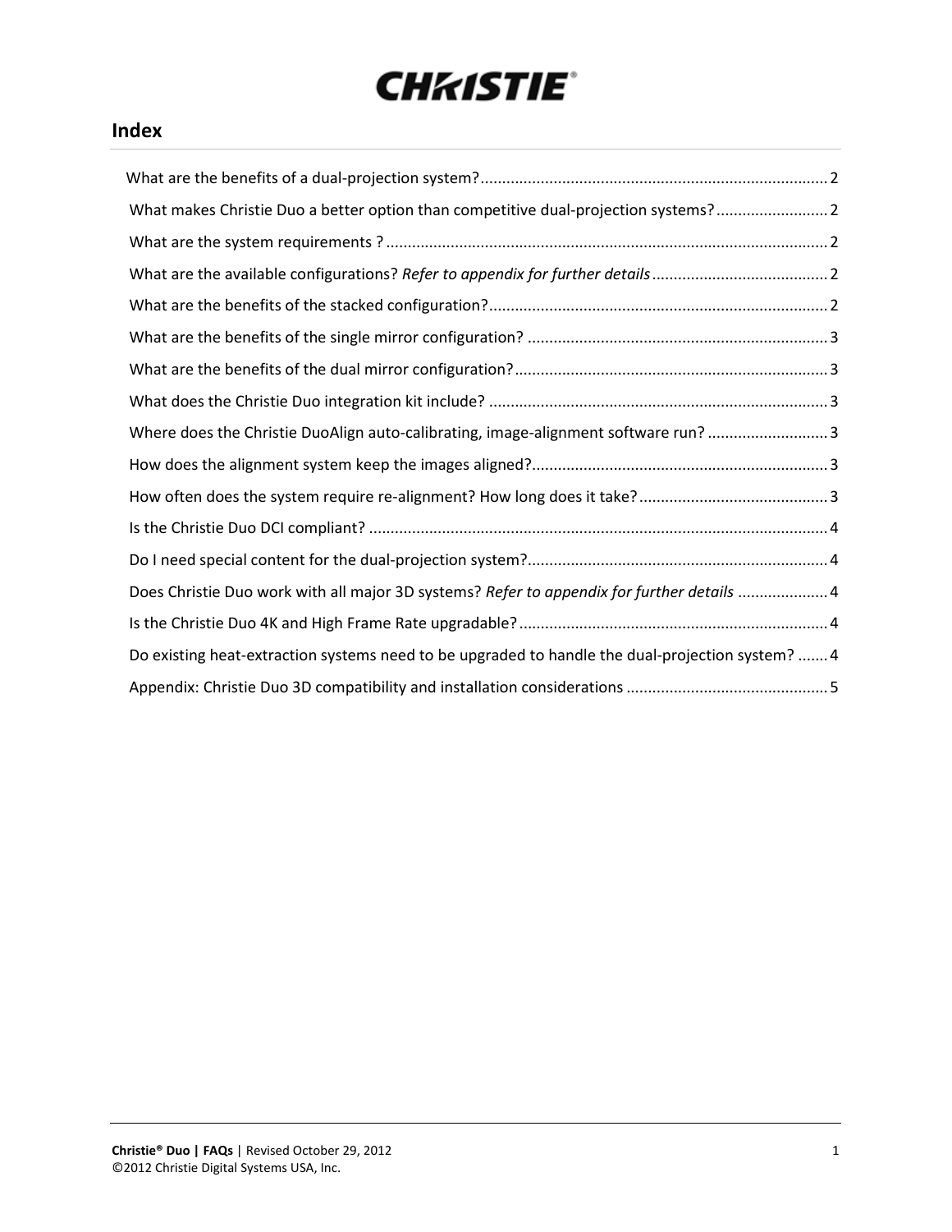## Index

What are the benefits of a dual-projection system? ..... 2

What makes Christie Duo a better option than competitive dual-projection systems? ..... 2

What are the system requirements ? ..... 2

What are the available configurations? *Refer to appendix for further details* ..... 2

What are the benefits of the stacked configuration? ..... 2

What are the benefits of the single mirror configuration? ..... 3

What are the benefits of the dual mirror configuration? ..... 3

What does the Christie Duo integration kit include? ..... 3

Where does the Christie DuoAlign auto-calibrating, image-alignment software run? ..... 3

How does the alignment system keep the images aligned? ..... 3

How often does the system require re-alignment? How long does it take? ..... 3

Is the Christie Duo DCI compliant? ..... 4

Do I need special content for the dual-projection system? ..... 4

Does Christie Duo work with all major 3D systems? *Refer to appendix for further details* ..... 4

Is the Christie Duo 4K and High Frame Rate upgradable? ..... 4

Do existing heat-extraction systems need to be upgraded to handle the dual-projection system? ..... 4

Appendix: Christie Duo 3D compatibility and installation considerations ..... 5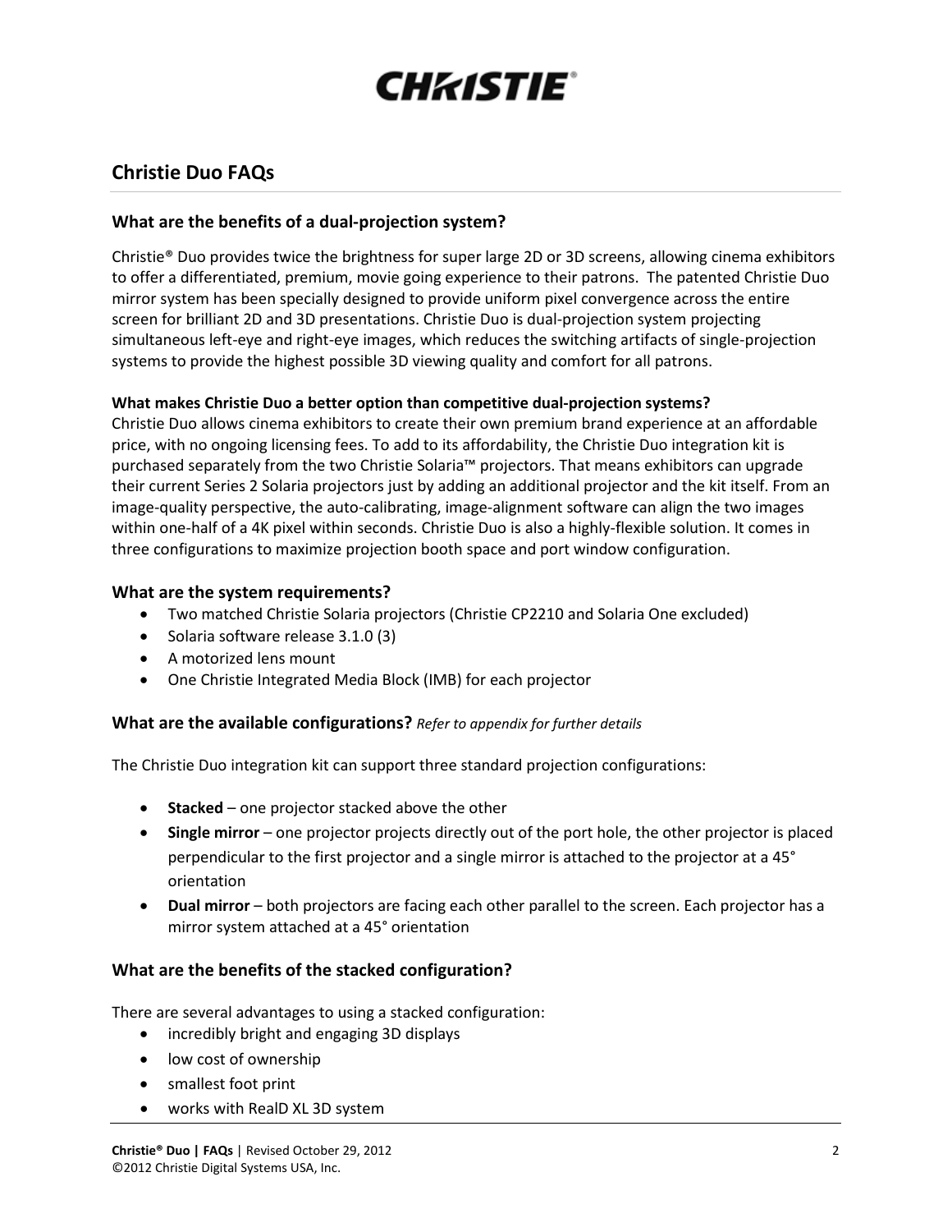# CHRISTIE®

## Christie Duo FAQs

### What are the benefits of a dual-projection system?

Christie® Duo provides twice the brightness for super large 2D or 3D screens, allowing cinema exhibitors to offer a differentiated, premium, movie going experience to their patrons. The patented Christie Duo mirror system has been specially designed to provide uniform pixel convergence across the entire screen for brilliant 2D and 3D presentations. Christie Duo is dual-projection system projecting simultaneous left-eye and right-eye images, which reduces the switching artifacts of single-projection systems to provide the highest possible 3D viewing quality and comfort for all patrons.

#### What makes Christie Duo a better option than competitive dual-projection systems?

Christie Duo allows cinema exhibitors to create their own premium brand experience at an affordable price, with no ongoing licensing fees. To add to its affordability, the Christie Duo integration kit is purchased separately from the two Christie Solaria™ projectors. That means exhibitors can upgrade their current Series 2 Solaria projectors just by adding an additional projector and the kit itself. From an image-quality perspective, the auto-calibrating, image-alignment software can align the two images within one-half of a 4K pixel within seconds. Christie Duo is also a highly-flexible solution. It comes in three configurations to maximize projection booth space and port window configuration.

### What are the system requirements?

- Two matched Christie Solaria projectors (Christie CP2210 and Solaria One excluded)
- Solaria software release 3.1.0 (3)
- A motorized lens mount
- One Christie Integrated Media Block (IMB) for each projector

### What are the available configurations? *Refer to appendix for further details*

The Christie Duo integration kit can support three standard projection configurations:

- **Stacked** – one projector stacked above the other
- **Single mirror** – one projector projects directly out of the port hole, the other projector is placed perpendicular to the first projector and a single mirror is attached to the projector at a 45° orientation
- **Dual mirror** – both projectors are facing each other parallel to the screen. Each projector has a mirror system attached at a 45° orientation

### What are the benefits of the stacked configuration?

There are several advantages to using a stacked configuration:

- incredibly bright and engaging 3D displays
- low cost of ownership
- smallest foot print
- works with RealD XL 3D system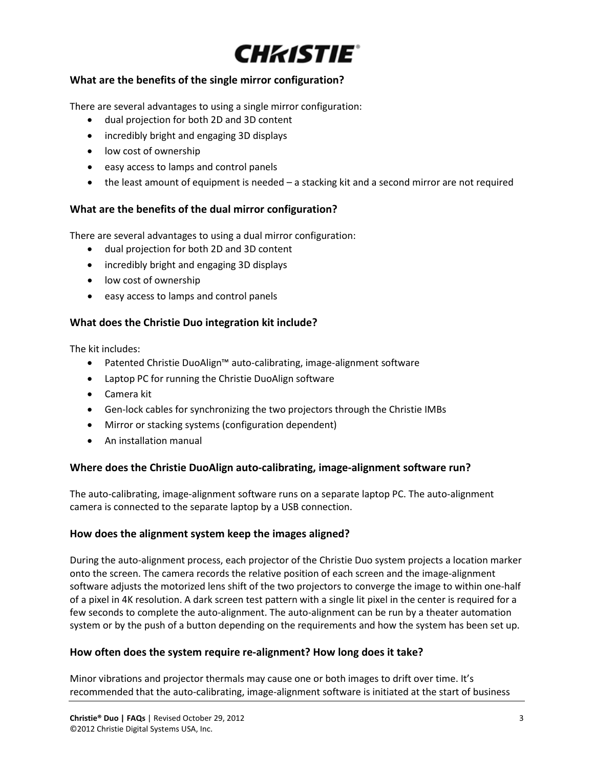### What are the benefits of the single mirror configuration?

There are several advantages to using a single mirror configuration:

- dual projection for both 2D and 3D content
- incredibly bright and engaging 3D displays
- low cost of ownership
- easy access to lamps and control panels
- the least amount of equipment is needed – a stacking kit and a second mirror are not required

### What are the benefits of the dual mirror configuration?

There are several advantages to using a dual mirror configuration:

- dual projection for both 2D and 3D content
- incredibly bright and engaging 3D displays
- low cost of ownership
- easy access to lamps and control panels

### What does the Christie Duo integration kit include?

The kit includes:

- Patented Christie DuoAlign™ auto-calibrating, image-alignment software
- Laptop PC for running the Christie DuoAlign software
- Camera kit
- Gen-lock cables for synchronizing the two projectors through the Christie IMBs
- Mirror or stacking systems (configuration dependent)
- An installation manual

### Where does the Christie DuoAlign auto-calibrating, image-alignment software run?

The auto-calibrating, image-alignment software runs on a separate laptop PC. The auto-alignment camera is connected to the separate laptop by a USB connection.

### How does the alignment system keep the images aligned?

During the auto-alignment process, each projector of the Christie Duo system projects a location marker onto the screen. The camera records the relative position of each screen and the image-alignment software adjusts the motorized lens shift of the two projectors to converge the image to within one-half of a pixel in 4K resolution. A dark screen test pattern with a single lit pixel in the center is required for a few seconds to complete the auto-alignment. The auto-alignment can be run by a theater automation system or by the push of a button depending on the requirements and how the system has been set up.

### How often does the system require re-alignment? How long does it take?

Minor vibrations and projector thermals may cause one or both images to drift over time. It's recommended that the auto-calibrating, image-alignment software is initiated at the start of business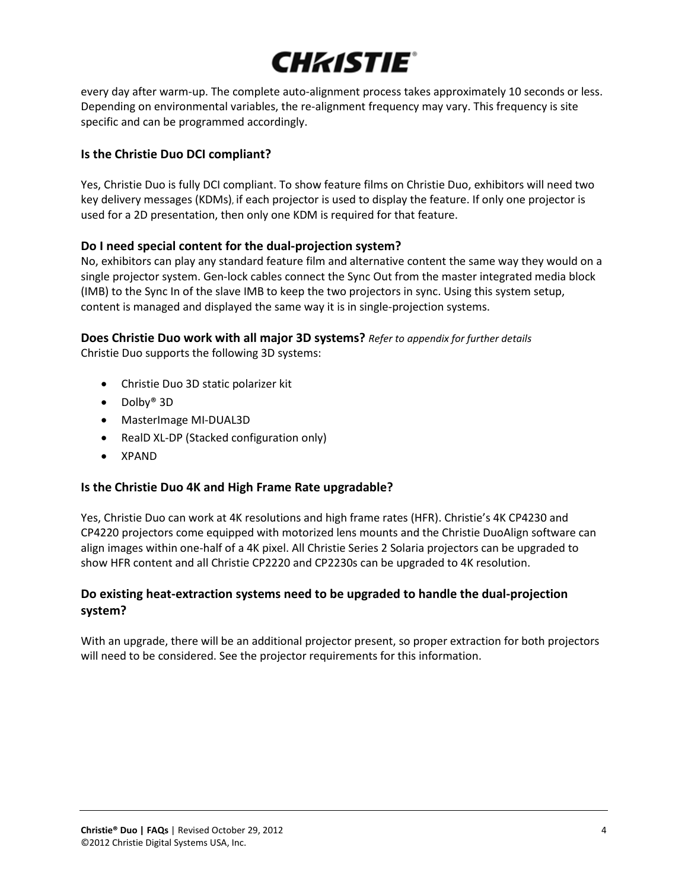every day after warm-up. The complete auto-alignment process takes approximately 10 seconds or less. Depending on environmental variables, the re-alignment frequency may vary. This frequency is site specific and can be programmed accordingly.

### Is the Christie Duo DCI compliant?

Yes, Christie Duo is fully DCI compliant. To show feature films on Christie Duo, exhibitors will need two key delivery messages (KDMs), if each projector is used to display the feature. If only one projector is used for a 2D presentation, then only one KDM is required for that feature.

### Do I need special content for the dual-projection system?

No, exhibitors can play any standard feature film and alternative content the same way they would on a single projector system. Gen-lock cables connect the Sync Out from the master integrated media block (IMB) to the Sync In of the slave IMB to keep the two projectors in sync. Using this system setup, content is managed and displayed the same way it is in single-projection systems.

### Does Christie Duo work with all major 3D systems? *Refer to appendix for further details*

Christie Duo supports the following 3D systems:

- Christie Duo 3D static polarizer kit
- Dolby® 3D
- MasterImage MI-DUAL3D
- RealD XL-DP (Stacked configuration only)
- XPAND

### Is the Christie Duo 4K and High Frame Rate upgradable?

Yes, Christie Duo can work at 4K resolutions and high frame rates (HFR). Christie's 4K CP4230 and CP4220 projectors come equipped with motorized lens mounts and the Christie DuoAlign software can align images within one-half of a 4K pixel. All Christie Series 2 Solaria projectors can be upgraded to show HFR content and all Christie CP2220 and CP2230s can be upgraded to 4K resolution.

### Do existing heat-extraction systems need to be upgraded to handle the dual-projection system?

With an upgrade, there will be an additional projector present, so proper extraction for both projectors will need to be considered. See the projector requirements for this information.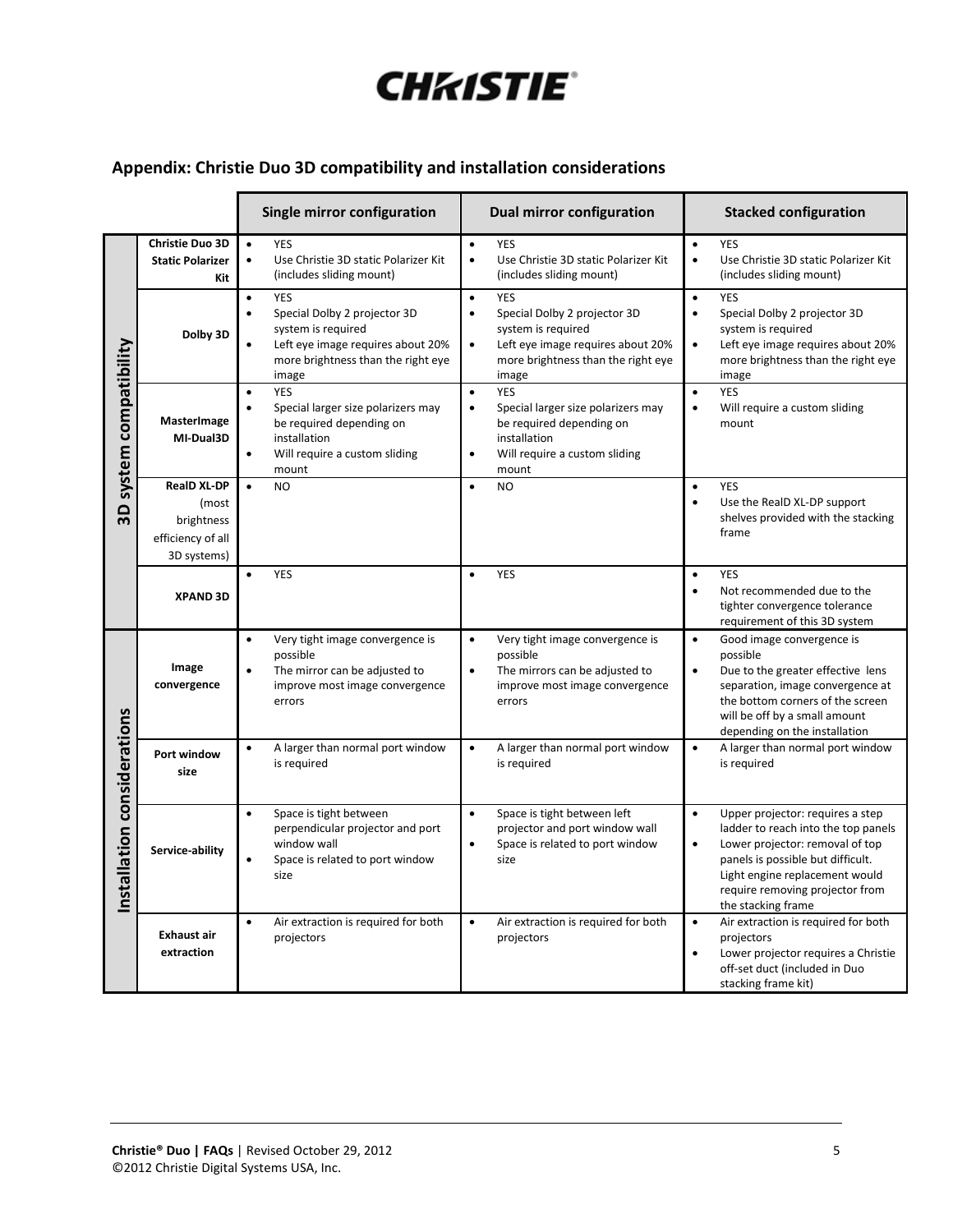## Appendix: Christie Duo 3D compatibility and installation considerations

| | | Single mirror configuration | Dual mirror configuration | Stacked configuration |
|---|---|---|---|---|
| 3D system compatibility | Christie Duo 3D Static Polarizer Kit | • YES<br>• Use Christie 3D static Polarizer Kit (includes sliding mount) | • YES<br>• Use Christie 3D static Polarizer Kit (includes sliding mount) | • YES<br>• Use Christie 3D static Polarizer Kit (includes sliding mount) |
| | Dolby 3D | • YES<br>• Special Dolby 2 projector 3D system is required<br>• Left eye image requires about 20% more brightness than the right eye image | • YES<br>• Special Dolby 2 projector 3D system is required<br>• Left eye image requires about 20% more brightness than the right eye image | • YES<br>• Special Dolby 2 projector 3D system is required<br>• Left eye image requires about 20% more brightness than the right eye image |
| | MasterImage MI-Dual3D | • YES<br>• Special larger size polarizers may be required depending on installation<br>• Will require a custom sliding mount | • YES<br>• Special larger size polarizers may be required depending on installation<br>• Will require a custom sliding mount | • YES<br>• Will require a custom sliding mount |
| | RealD XL-DP (most brightness efficiency of all 3D systems) | • NO | • NO | • YES<br>• Use the RealD XL-DP support shelves provided with the stacking frame |
| | XPAND 3D | • YES | • YES | • YES<br>• Not recommended due to the tighter convergence tolerance requirement of this 3D system |
| Installation considerations | Image convergence | • Very tight image convergence is possible<br>• The mirror can be adjusted to improve most image convergence errors | • Very tight image convergence is possible<br>• The mirrors can be adjusted to improve most image convergence errors | • Good image convergence is possible<br>• Due to the greater effective lens separation, image convergence at the bottom corners of the screen will be off by a small amount depending on the installation |
| | Port window size | • A larger than normal port window is required | • A larger than normal port window is required | • A larger than normal port window is required |
| | Service-ability | • Space is tight between perpendicular projector and port window wall<br>• Space is related to port window size | • Space is tight between left projector and port window wall<br>• Space is related to port window size | • Upper projector: requires a step ladder to reach into the top panels<br>• Lower projector: removal of top panels is possible but difficult. Light engine replacement would require removing projector from the stacking frame |
| | Exhaust air extraction | • Air extraction is required for both projectors | • Air extraction is required for both projectors | • Air extraction is required for both projectors<br>• Lower projector requires a Christie off-set duct (included in Duo stacking frame kit) |